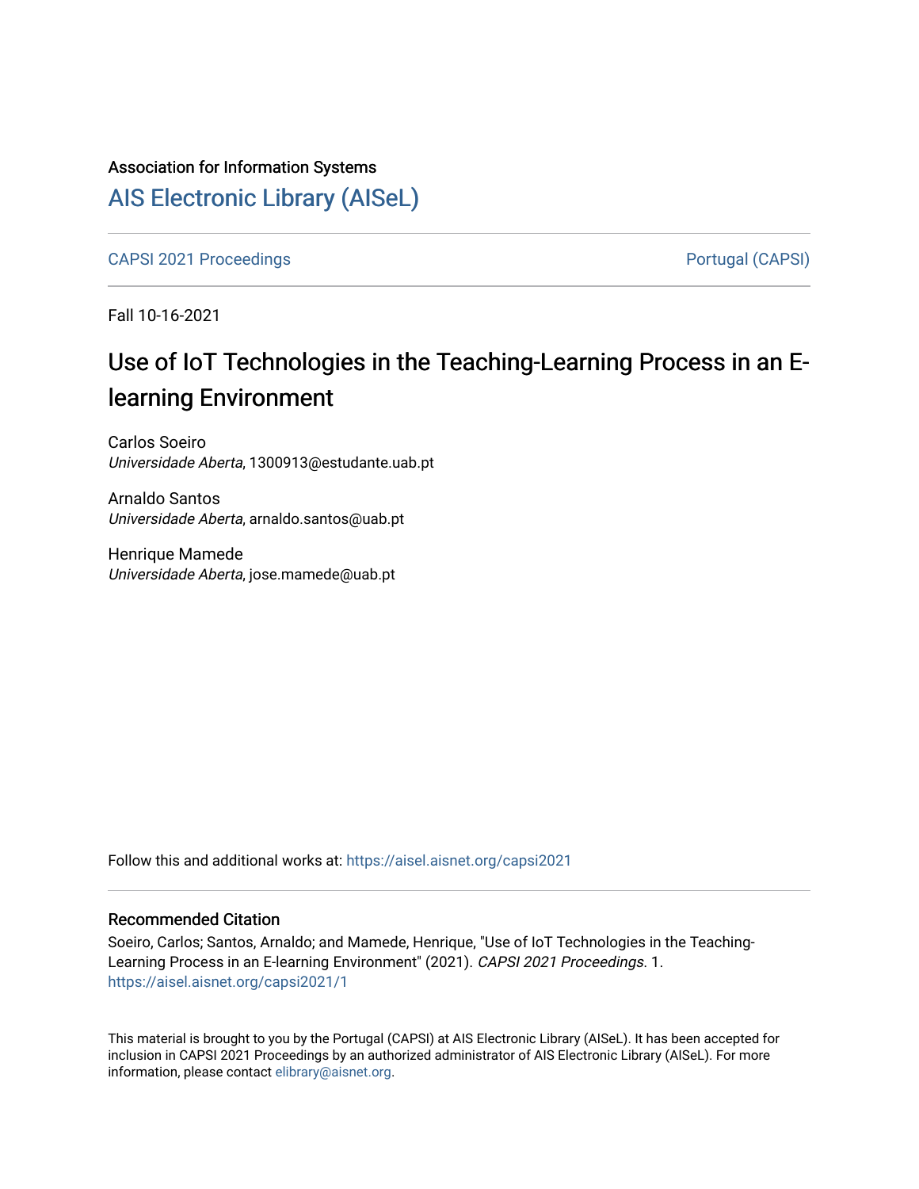Association for Information Systems

# AIS Electronic Library (AISeL)

CAPSI 2021 Proceedings

Portugal (CAPSI)

Fall 10-16-2021

# Use of IoT Technologies in the Teaching-Learning Process in an E-learning Environment

Carlos Soeiro
*Universidade Aberta*, 1300913@estudante.uab.pt

Arnaldo Santos
*Universidade Aberta*, arnaldo.santos@uab.pt

Henrique Mamede
*Universidade Aberta*, jose.mamede@uab.pt

Follow this and additional works at: https://aisel.aisnet.org/capsi2021

## Recommended Citation

Soeiro, Carlos; Santos, Arnaldo; and Mamede, Henrique, "Use of IoT Technologies in the Teaching-Learning Process in an E-learning Environment" (2021). *CAPSI 2021 Proceedings*. 1.
https://aisel.aisnet.org/capsi2021/1

This material is brought to you by the Portugal (CAPSI) at AIS Electronic Library (AISeL). It has been accepted for inclusion in CAPSI 2021 Proceedings by an authorized administrator of AIS Electronic Library (AISeL). For more information, please contact elibrary@aisnet.org.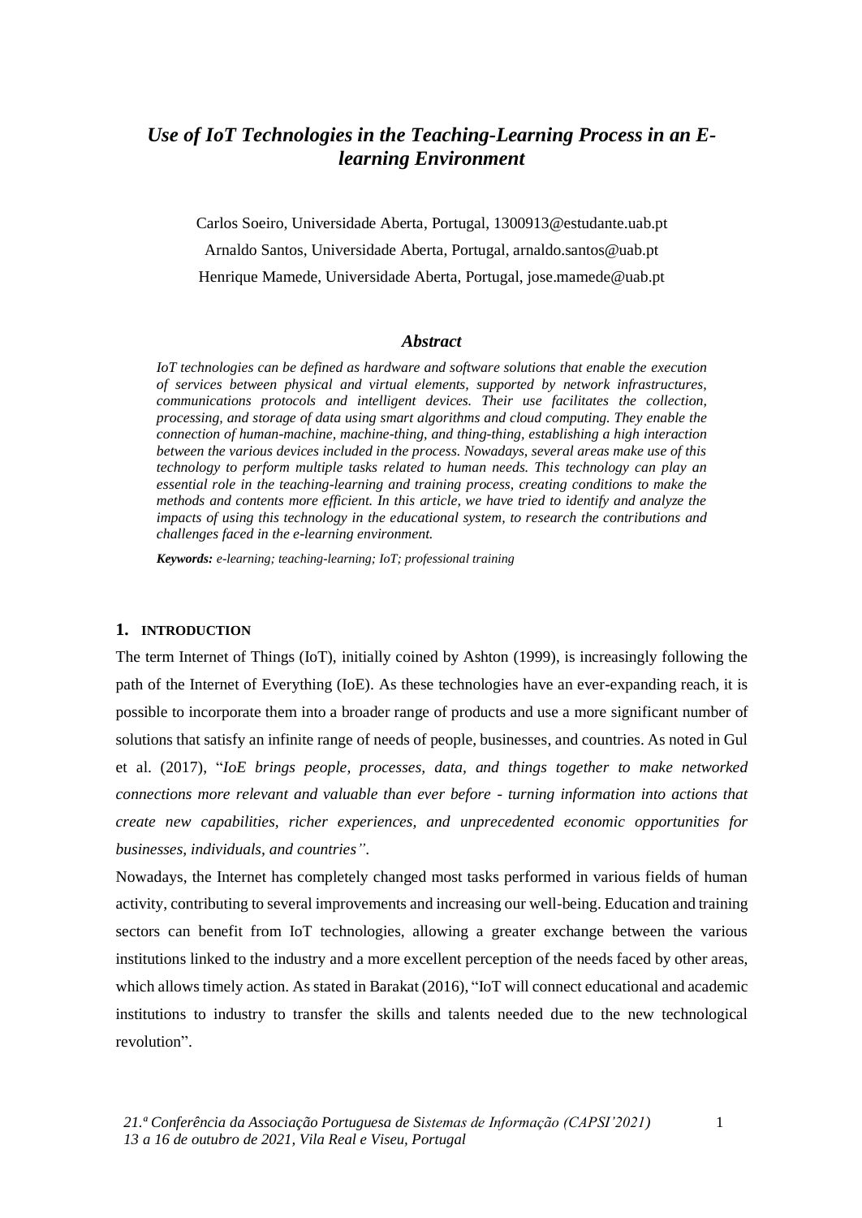# *Use of IoT Technologies in the Teaching-Learning Process in an E-learning Environment*

Carlos Soeiro, Universidade Aberta, Portugal, 1300913@estudante.uab.pt

Arnaldo Santos, Universidade Aberta, Portugal, arnaldo.santos@uab.pt

Henrique Mamede, Universidade Aberta, Portugal, jose.mamede@uab.pt

### *Abstract*

***IoT technologies can be defined as hardware and software solutions that enable the execution of services between physical and virtual elements, supported by network infrastructures, communications protocols and intelligent devices. Their use facilitates the collection, processing, and storage of data using smart algorithms and cloud computing. They enable the connection of human-machine, machine-thing, and thing-thing, establishing a high interaction between the various devices included in the process. Nowadays, several areas make use of this technology to perform multiple tasks related to human needs. This technology can play an essential role in the teaching-learning and training process, creating conditions to make the methods and contents more efficient. In this article, we have tried to identify and analyze the impacts of using this technology in the educational system, to research the contributions and challenges faced in the e-learning environment.***

***Keywords:*** *e-learning; teaching-learning; IoT; professional training*

## 1. INTRODUCTION

The term Internet of Things (IoT), initially coined by Ashton (1999), is increasingly following the path of the Internet of Everything (IoE). As these technologies have an ever-expanding reach, it is possible to incorporate them into a broader range of products and use a more significant number of solutions that satisfy an infinite range of needs of people, businesses, and countries. As noted in Gul et al. (2017), "*IoE brings people, processes, data, and things together to make networked connections more relevant and valuable than ever before - turning information into actions that create new capabilities, richer experiences, and unprecedented economic opportunities for businesses, individuals, and countries"*.

Nowadays, the Internet has completely changed most tasks performed in various fields of human activity, contributing to several improvements and increasing our well-being. Education and training sectors can benefit from IoT technologies, allowing a greater exchange between the various institutions linked to the industry and a more excellent perception of the needs faced by other areas, which allows timely action. As stated in Barakat (2016), "IoT will connect educational and academic institutions to industry to transfer the skills and talents needed due to the new technological revolution".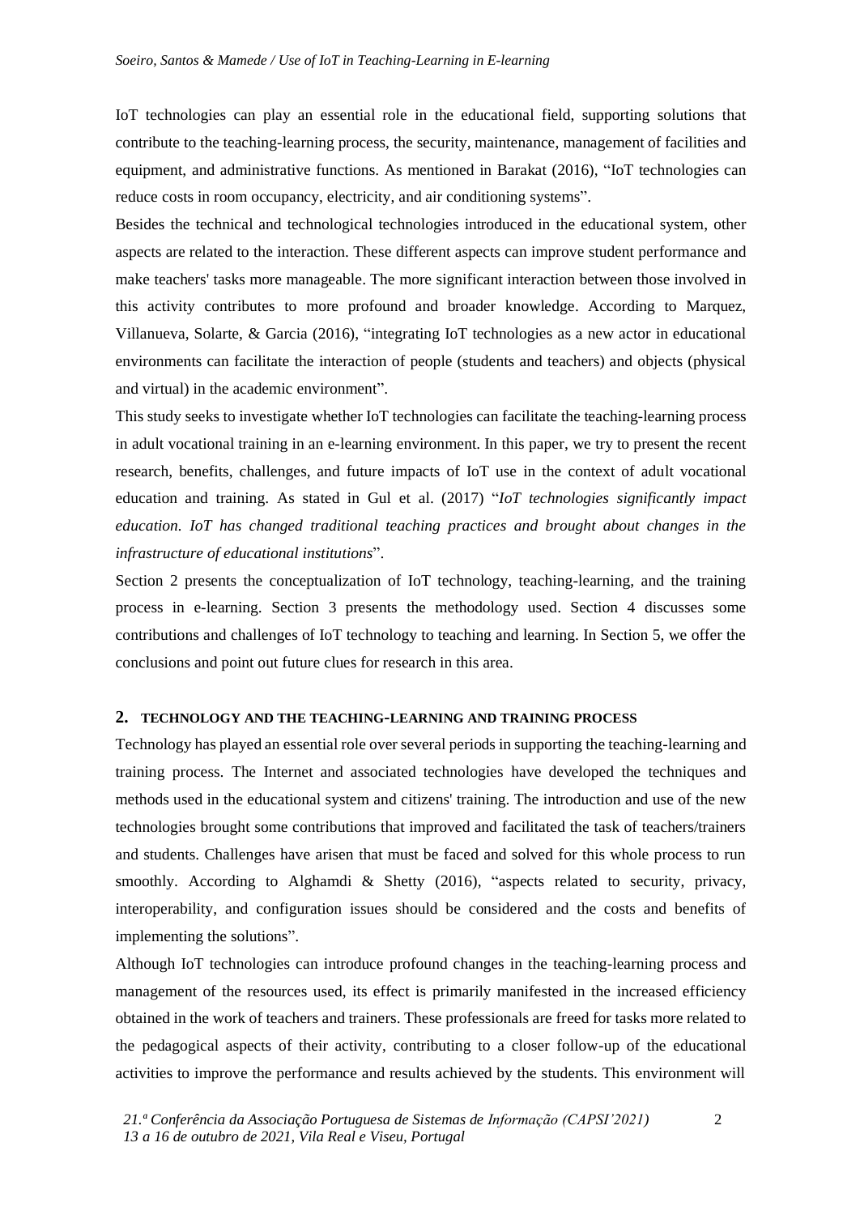IoT technologies can play an essential role in the educational field, supporting solutions that contribute to the teaching-learning process, the security, maintenance, management of facilities and equipment, and administrative functions. As mentioned in Barakat (2016), "IoT technologies can reduce costs in room occupancy, electricity, and air conditioning systems".

Besides the technical and technological technologies introduced in the educational system, other aspects are related to the interaction. These different aspects can improve student performance and make teachers' tasks more manageable. The more significant interaction between those involved in this activity contributes to more profound and broader knowledge. According to Marquez, Villanueva, Solarte, & Garcia (2016), "integrating IoT technologies as a new actor in educational environments can facilitate the interaction of people (students and teachers) and objects (physical and virtual) in the academic environment".

This study seeks to investigate whether IoT technologies can facilitate the teaching-learning process in adult vocational training in an e-learning environment. In this paper, we try to present the recent research, benefits, challenges, and future impacts of IoT use in the context of adult vocational education and training. As stated in Gul et al. (2017) "*IoT technologies significantly impact education. IoT has changed traditional teaching practices and brought about changes in the infrastructure of educational institutions*".

Section 2 presents the conceptualization of IoT technology, teaching-learning, and the training process in e-learning. Section 3 presents the methodology used. Section 4 discusses some contributions and challenges of IoT technology to teaching and learning. In Section 5, we offer the conclusions and point out future clues for research in this area.

## 2. TECHNOLOGY AND THE TEACHING-LEARNING AND TRAINING PROCESS

Technology has played an essential role over several periods in supporting the teaching-learning and training process. The Internet and associated technologies have developed the techniques and methods used in the educational system and citizens' training. The introduction and use of the new technologies brought some contributions that improved and facilitated the task of teachers/trainers and students. Challenges have arisen that must be faced and solved for this whole process to run smoothly. According to Alghamdi & Shetty (2016), "aspects related to security, privacy, interoperability, and configuration issues should be considered and the costs and benefits of implementing the solutions".

Although IoT technologies can introduce profound changes in the teaching-learning process and management of the resources used, its effect is primarily manifested in the increased efficiency obtained in the work of teachers and trainers. These professionals are freed for tasks more related to the pedagogical aspects of their activity, contributing to a closer follow-up of the educational activities to improve the performance and results achieved by the students. This environment will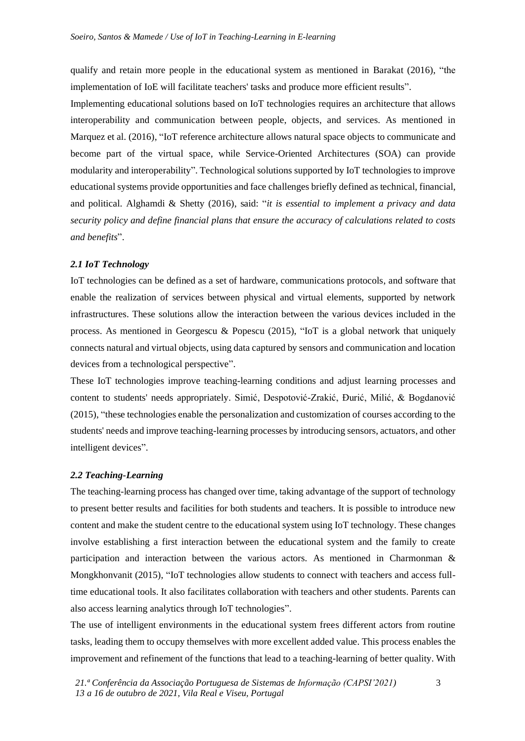qualify and retain more people in the educational system as mentioned in Barakat (2016), "the implementation of IoE will facilitate teachers' tasks and produce more efficient results".

Implementing educational solutions based on IoT technologies requires an architecture that allows interoperability and communication between people, objects, and services. As mentioned in Marquez et al. (2016), "IoT reference architecture allows natural space objects to communicate and become part of the virtual space, while Service-Oriented Architectures (SOA) can provide modularity and interoperability". Technological solutions supported by IoT technologies to improve educational systems provide opportunities and face challenges briefly defined as technical, financial, and political. Alghamdi & Shetty (2016), said: "*it is essential to implement a privacy and data security policy and define financial plans that ensure the accuracy of calculations related to costs and benefits*".

### *2.1 IoT Technology*

IoT technologies can be defined as a set of hardware, communications protocols, and software that enable the realization of services between physical and virtual elements, supported by network infrastructures. These solutions allow the interaction between the various devices included in the process. As mentioned in Georgescu & Popescu (2015), "IoT is a global network that uniquely connects natural and virtual objects, using data captured by sensors and communication and location devices from a technological perspective".

These IoT technologies improve teaching-learning conditions and adjust learning processes and content to students' needs appropriately. Simić, Despotović-Zrakić, Đurić, Milić, & Bogdanović (2015), "these technologies enable the personalization and customization of courses according to the students' needs and improve teaching-learning processes by introducing sensors, actuators, and other intelligent devices".

### *2.2 Teaching-Learning*

The teaching-learning process has changed over time, taking advantage of the support of technology to present better results and facilities for both students and teachers. It is possible to introduce new content and make the student centre to the educational system using IoT technology. These changes involve establishing a first interaction between the educational system and the family to create participation and interaction between the various actors. As mentioned in Charmonman & Mongkhonvanit (2015), "IoT technologies allow students to connect with teachers and access full-time educational tools. It also facilitates collaboration with teachers and other students. Parents can also access learning analytics through IoT technologies".

The use of intelligent environments in the educational system frees different actors from routine tasks, leading them to occupy themselves with more excellent added value. This process enables the improvement and refinement of the functions that lead to a teaching-learning of better quality. With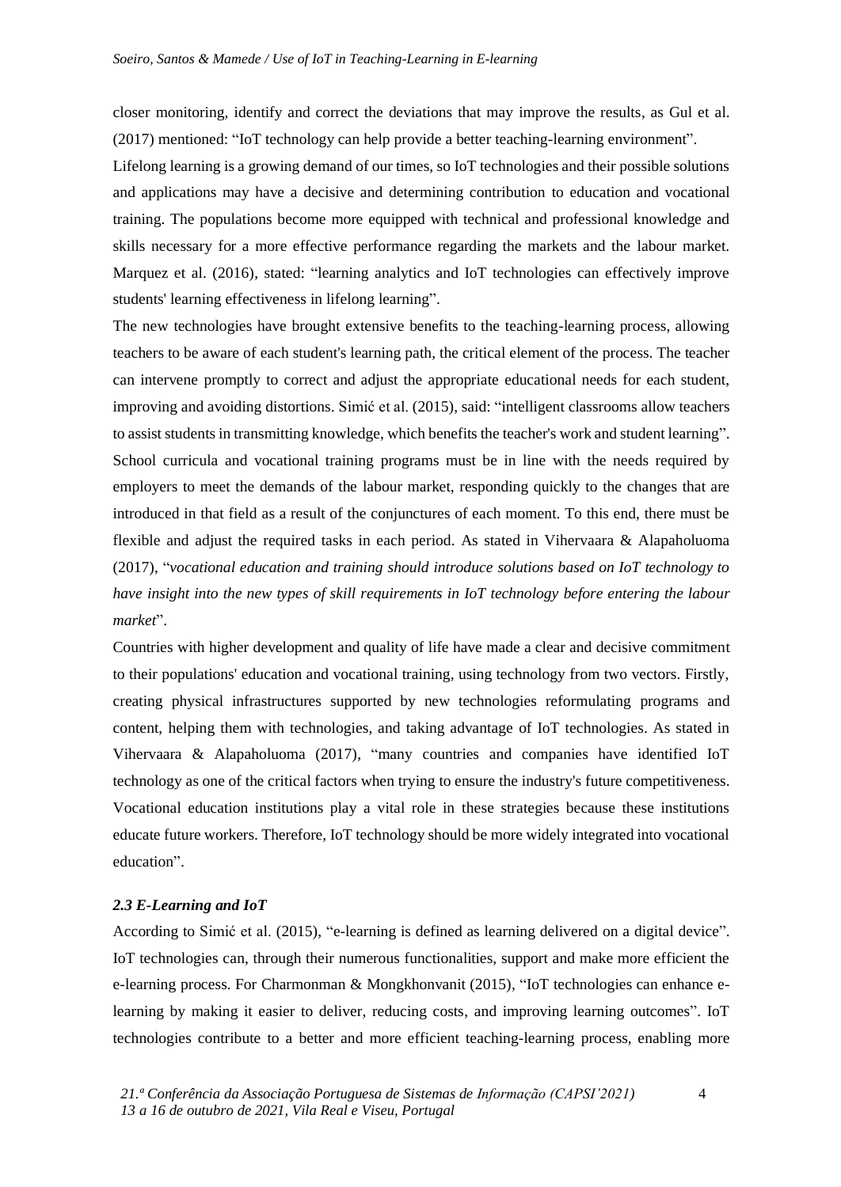closer monitoring, identify and correct the deviations that may improve the results, as Gul et al. (2017) mentioned: "IoT technology can help provide a better teaching-learning environment".

Lifelong learning is a growing demand of our times, so IoT technologies and their possible solutions and applications may have a decisive and determining contribution to education and vocational training. The populations become more equipped with technical and professional knowledge and skills necessary for a more effective performance regarding the markets and the labour market. Marquez et al. (2016), stated: "learning analytics and IoT technologies can effectively improve students' learning effectiveness in lifelong learning".

The new technologies have brought extensive benefits to the teaching-learning process, allowing teachers to be aware of each student's learning path, the critical element of the process. The teacher can intervene promptly to correct and adjust the appropriate educational needs for each student, improving and avoiding distortions. Simić et al. (2015), said: "intelligent classrooms allow teachers to assist students in transmitting knowledge, which benefits the teacher's work and student learning".

School curricula and vocational training programs must be in line with the needs required by employers to meet the demands of the labour market, responding quickly to the changes that are introduced in that field as a result of the conjunctures of each moment. To this end, there must be flexible and adjust the required tasks in each period. As stated in Vihervaara & Alapaholuoma (2017), "*vocational education and training should introduce solutions based on IoT technology to have insight into the new types of skill requirements in IoT technology before entering the labour market*".

Countries with higher development and quality of life have made a clear and decisive commitment to their populations' education and vocational training, using technology from two vectors. Firstly, creating physical infrastructures supported by new technologies reformulating programs and content, helping them with technologies, and taking advantage of IoT technologies. As stated in Vihervaara & Alapaholuoma (2017), "many countries and companies have identified IoT technology as one of the critical factors when trying to ensure the industry's future competitiveness. Vocational education institutions play a vital role in these strategies because these institutions educate future workers. Therefore, IoT technology should be more widely integrated into vocational education".

### *2.3 E-Learning and IoT*

According to Simić et al. (2015), "e-learning is defined as learning delivered on a digital device". IoT technologies can, through their numerous functionalities, support and make more efficient the e-learning process. For Charmonman & Mongkhonvanit (2015), "IoT technologies can enhance e-learning by making it easier to deliver, reducing costs, and improving learning outcomes". IoT technologies contribute to a better and more efficient teaching-learning process, enabling more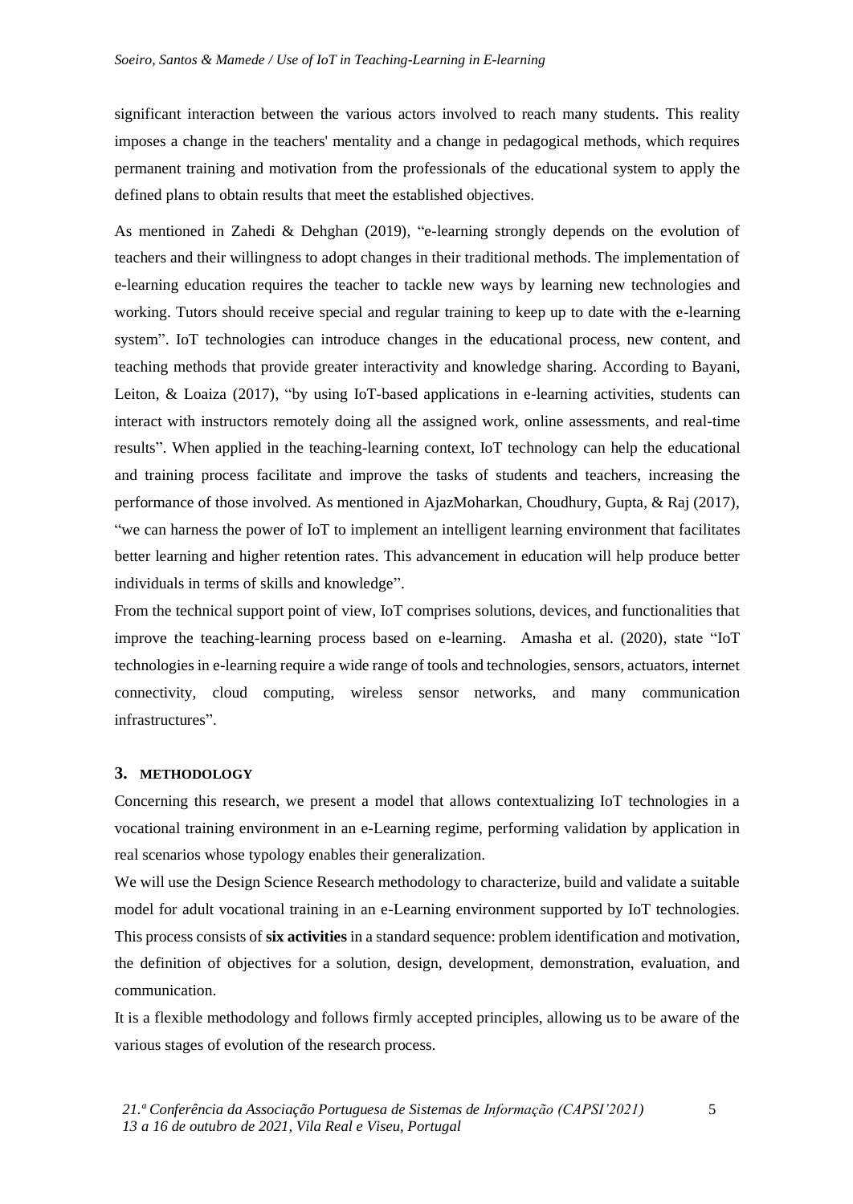significant interaction between the various actors involved to reach many students. This reality imposes a change in the teachers' mentality and a change in pedagogical methods, which requires permanent training and motivation from the professionals of the educational system to apply the defined plans to obtain results that meet the established objectives.

As mentioned in Zahedi & Dehghan (2019), "e-learning strongly depends on the evolution of teachers and their willingness to adopt changes in their traditional methods. The implementation of e-learning education requires the teacher to tackle new ways by learning new technologies and working. Tutors should receive special and regular training to keep up to date with the e-learning system". IoT technologies can introduce changes in the educational process, new content, and teaching methods that provide greater interactivity and knowledge sharing. According to Bayani, Leiton, & Loaiza (2017), "by using IoT-based applications in e-learning activities, students can interact with instructors remotely doing all the assigned work, online assessments, and real-time results". When applied in the teaching-learning context, IoT technology can help the educational and training process facilitate and improve the tasks of students and teachers, increasing the performance of those involved. As mentioned in AjazMoharkan, Choudhury, Gupta, & Raj (2017), "we can harness the power of IoT to implement an intelligent learning environment that facilitates better learning and higher retention rates. This advancement in education will help produce better individuals in terms of skills and knowledge".

From the technical support point of view, IoT comprises solutions, devices, and functionalities that improve the teaching-learning process based on e-learning. Amasha et al. (2020), state "IoT technologies in e-learning require a wide range of tools and technologies, sensors, actuators, internet connectivity, cloud computing, wireless sensor networks, and many communication infrastructures".

## 3. METHODOLOGY

Concerning this research, we present a model that allows contextualizing IoT technologies in a vocational training environment in an e-Learning regime, performing validation by application in real scenarios whose typology enables their generalization.

We will use the Design Science Research methodology to characterize, build and validate a suitable model for adult vocational training in an e-Learning environment supported by IoT technologies. This process consists of **six activities** in a standard sequence: problem identification and motivation, the definition of objectives for a solution, design, development, demonstration, evaluation, and communication.

It is a flexible methodology and follows firmly accepted principles, allowing us to be aware of the various stages of evolution of the research process.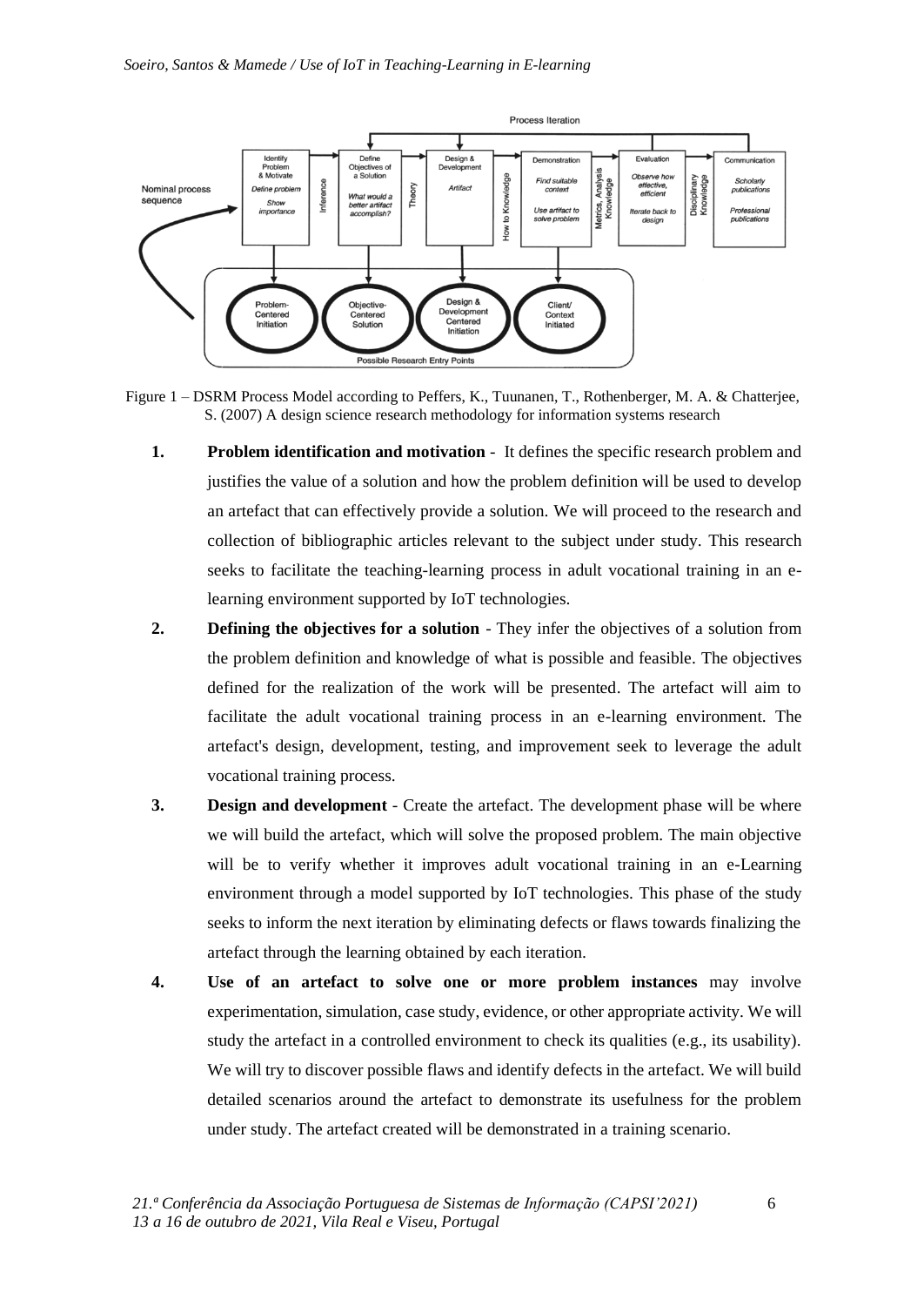Figure 1 – DSRM Process Model according to Peffers, K., Tuunanen, T., Rothenberger, M. A. & Chatterjee, S. (2007) A design science research methodology for information systems research

1. **Problem identification and motivation** - It defines the specific research problem and justifies the value of a solution and how the problem definition will be used to develop an artefact that can effectively provide a solution. We will proceed to the research and collection of bibliographic articles relevant to the subject under study. This research seeks to facilitate the teaching-learning process in adult vocational training in an e-learning environment supported by IoT technologies.
2. **Defining the objectives for a solution** - They infer the objectives of a solution from the problem definition and knowledge of what is possible and feasible. The objectives defined for the realization of the work will be presented. The artefact will aim to facilitate the adult vocational training process in an e-learning environment. The artefact's design, development, testing, and improvement seek to leverage the adult vocational training process.
3. **Design and development** - Create the artefact. The development phase will be where we will build the artefact, which will solve the proposed problem. The main objective will be to verify whether it improves adult vocational training in an e-Learning environment through a model supported by IoT technologies. This phase of the study seeks to inform the next iteration by eliminating defects or flaws towards finalizing the artefact through the learning obtained by each iteration.
4. **Use of an artefact to solve one or more problem instances** may involve experimentation, simulation, case study, evidence, or other appropriate activity. We will study the artefact in a controlled environment to check its qualities (e.g., its usability). We will try to discover possible flaws and identify defects in the artefact. We will build detailed scenarios around the artefact to demonstrate its usefulness for the problem under study. The artefact created will be demonstrated in a training scenario.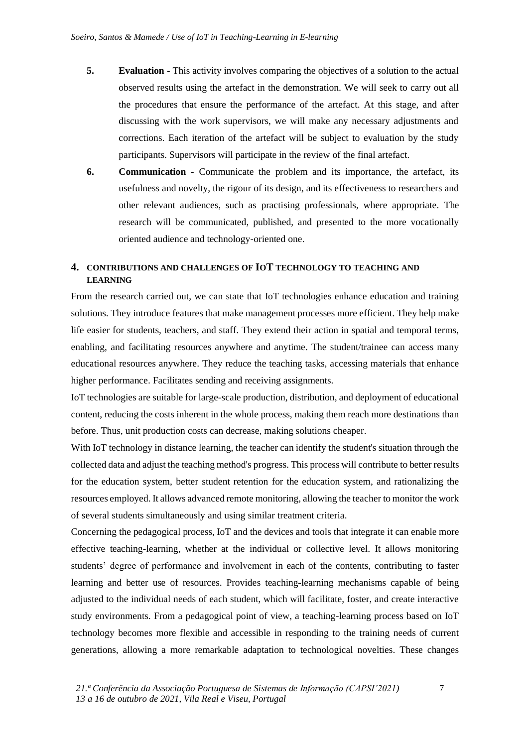5. **Evaluation** - This activity involves comparing the objectives of a solution to the actual observed results using the artefact in the demonstration. We will seek to carry out all the procedures that ensure the performance of the artefact. At this stage, and after discussing with the work supervisors, we will make any necessary adjustments and corrections. Each iteration of the artefact will be subject to evaluation by the study participants. Supervisors will participate in the review of the final artefact.
6. **Communication** - Communicate the problem and its importance, the artefact, its usefulness and novelty, the rigour of its design, and its effectiveness to researchers and other relevant audiences, such as practising professionals, where appropriate. The research will be communicated, published, and presented to the more vocationally oriented audience and technology-oriented one.

## 4. CONTRIBUTIONS AND CHALLENGES OF IOT TECHNOLOGY TO TEACHING AND LEARNING

From the research carried out, we can state that IoT technologies enhance education and training solutions. They introduce features that make management processes more efficient. They help make life easier for students, teachers, and staff. They extend their action in spatial and temporal terms, enabling, and facilitating resources anywhere and anytime. The student/trainee can access many educational resources anywhere. They reduce the teaching tasks, accessing materials that enhance higher performance. Facilitates sending and receiving assignments.

IoT technologies are suitable for large-scale production, distribution, and deployment of educational content, reducing the costs inherent in the whole process, making them reach more destinations than before. Thus, unit production costs can decrease, making solutions cheaper.

With IoT technology in distance learning, the teacher can identify the student's situation through the collected data and adjust the teaching method's progress. This process will contribute to better results for the education system, better student retention for the education system, and rationalizing the resources employed. It allows advanced remote monitoring, allowing the teacher to monitor the work of several students simultaneously and using similar treatment criteria.

Concerning the pedagogical process, IoT and the devices and tools that integrate it can enable more effective teaching-learning, whether at the individual or collective level. It allows monitoring students' degree of performance and involvement in each of the contents, contributing to faster learning and better use of resources. Provides teaching-learning mechanisms capable of being adjusted to the individual needs of each student, which will facilitate, foster, and create interactive study environments. From a pedagogical point of view, a teaching-learning process based on IoT technology becomes more flexible and accessible in responding to the training needs of current generations, allowing a more remarkable adaptation to technological novelties. These changes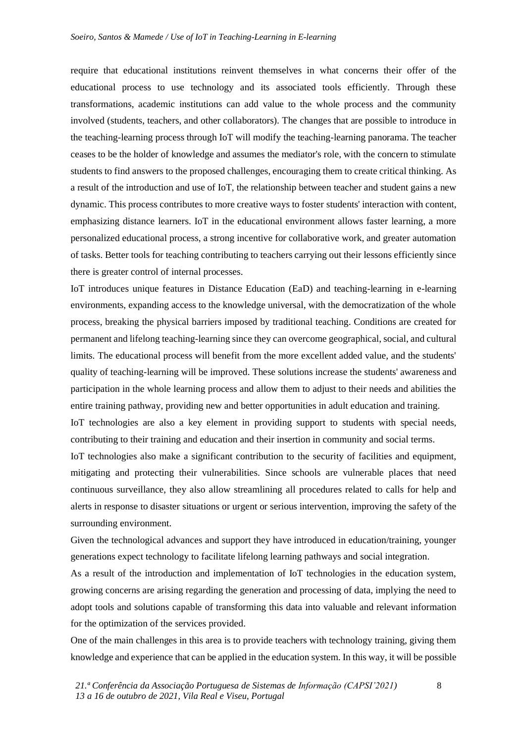require that educational institutions reinvent themselves in what concerns their offer of the educational process to use technology and its associated tools efficiently. Through these transformations, academic institutions can add value to the whole process and the community involved (students, teachers, and other collaborators). The changes that are possible to introduce in the teaching-learning process through IoT will modify the teaching-learning panorama. The teacher ceases to be the holder of knowledge and assumes the mediator's role, with the concern to stimulate students to find answers to the proposed challenges, encouraging them to create critical thinking. As a result of the introduction and use of IoT, the relationship between teacher and student gains a new dynamic. This process contributes to more creative ways to foster students' interaction with content, emphasizing distance learners. IoT in the educational environment allows faster learning, a more personalized educational process, a strong incentive for collaborative work, and greater automation of tasks. Better tools for teaching contributing to teachers carrying out their lessons efficiently since there is greater control of internal processes.

IoT introduces unique features in Distance Education (EaD) and teaching-learning in e-learning environments, expanding access to the knowledge universal, with the democratization of the whole process, breaking the physical barriers imposed by traditional teaching. Conditions are created for permanent and lifelong teaching-learning since they can overcome geographical, social, and cultural limits. The educational process will benefit from the more excellent added value, and the students' quality of teaching-learning will be improved. These solutions increase the students' awareness and participation in the whole learning process and allow them to adjust to their needs and abilities the entire training pathway, providing new and better opportunities in adult education and training.

IoT technologies are also a key element in providing support to students with special needs, contributing to their training and education and their insertion in community and social terms.

IoT technologies also make a significant contribution to the security of facilities and equipment, mitigating and protecting their vulnerabilities. Since schools are vulnerable places that need continuous surveillance, they also allow streamlining all procedures related to calls for help and alerts in response to disaster situations or urgent or serious intervention, improving the safety of the surrounding environment.

Given the technological advances and support they have introduced in education/training, younger generations expect technology to facilitate lifelong learning pathways and social integration.

As a result of the introduction and implementation of IoT technologies in the education system, growing concerns are arising regarding the generation and processing of data, implying the need to adopt tools and solutions capable of transforming this data into valuable and relevant information for the optimization of the services provided.

One of the main challenges in this area is to provide teachers with technology training, giving them knowledge and experience that can be applied in the education system. In this way, it will be possible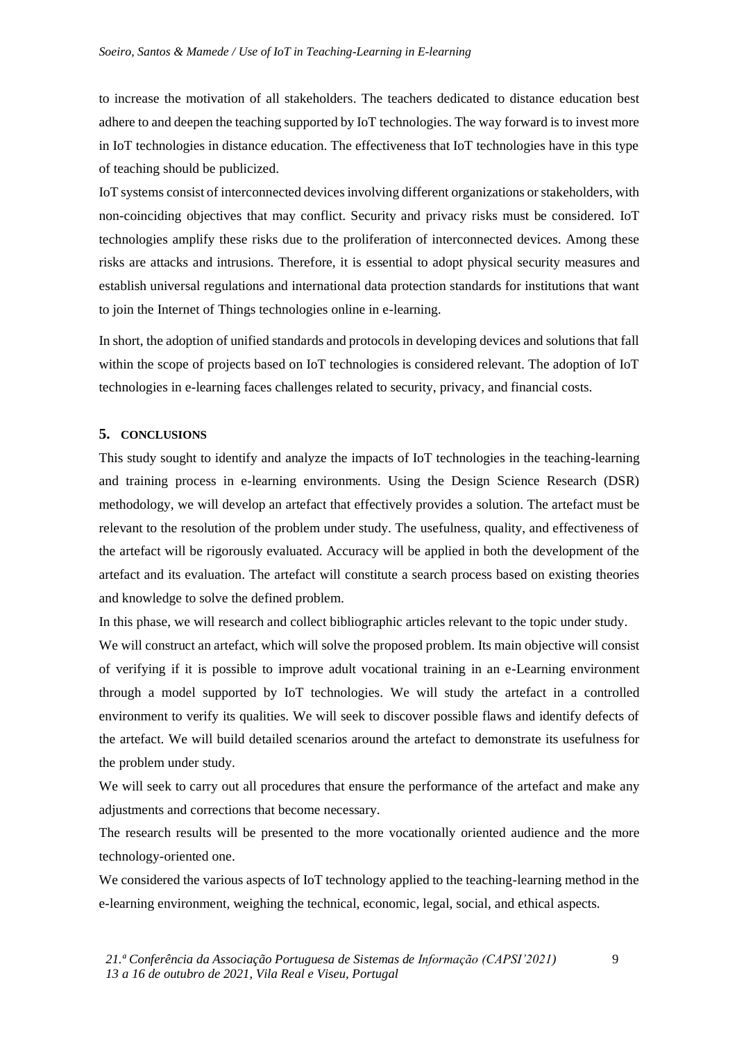to increase the motivation of all stakeholders. The teachers dedicated to distance education best adhere to and deepen the teaching supported by IoT technologies. The way forward is to invest more in IoT technologies in distance education. The effectiveness that IoT technologies have in this type of teaching should be publicized.

IoT systems consist of interconnected devices involving different organizations or stakeholders, with non-coinciding objectives that may conflict. Security and privacy risks must be considered. IoT technologies amplify these risks due to the proliferation of interconnected devices. Among these risks are attacks and intrusions. Therefore, it is essential to adopt physical security measures and establish universal regulations and international data protection standards for institutions that want to join the Internet of Things technologies online in e-learning.

In short, the adoption of unified standards and protocols in developing devices and solutions that fall within the scope of projects based on IoT technologies is considered relevant. The adoption of IoT technologies in e-learning faces challenges related to security, privacy, and financial costs.

## 5. CONCLUSIONS

This study sought to identify and analyze the impacts of IoT technologies in the teaching-learning and training process in e-learning environments. Using the Design Science Research (DSR) methodology, we will develop an artefact that effectively provides a solution. The artefact must be relevant to the resolution of the problem under study. The usefulness, quality, and effectiveness of the artefact will be rigorously evaluated. Accuracy will be applied in both the development of the artefact and its evaluation. The artefact will constitute a search process based on existing theories and knowledge to solve the defined problem.

In this phase, we will research and collect bibliographic articles relevant to the topic under study.

We will construct an artefact, which will solve the proposed problem. Its main objective will consist of verifying if it is possible to improve adult vocational training in an e-Learning environment through a model supported by IoT technologies. We will study the artefact in a controlled environment to verify its qualities. We will seek to discover possible flaws and identify defects of the artefact. We will build detailed scenarios around the artefact to demonstrate its usefulness for the problem under study.

We will seek to carry out all procedures that ensure the performance of the artefact and make any adjustments and corrections that become necessary.

The research results will be presented to the more vocationally oriented audience and the more technology-oriented one.

We considered the various aspects of IoT technology applied to the teaching-learning method in the e-learning environment, weighing the technical, economic, legal, social, and ethical aspects.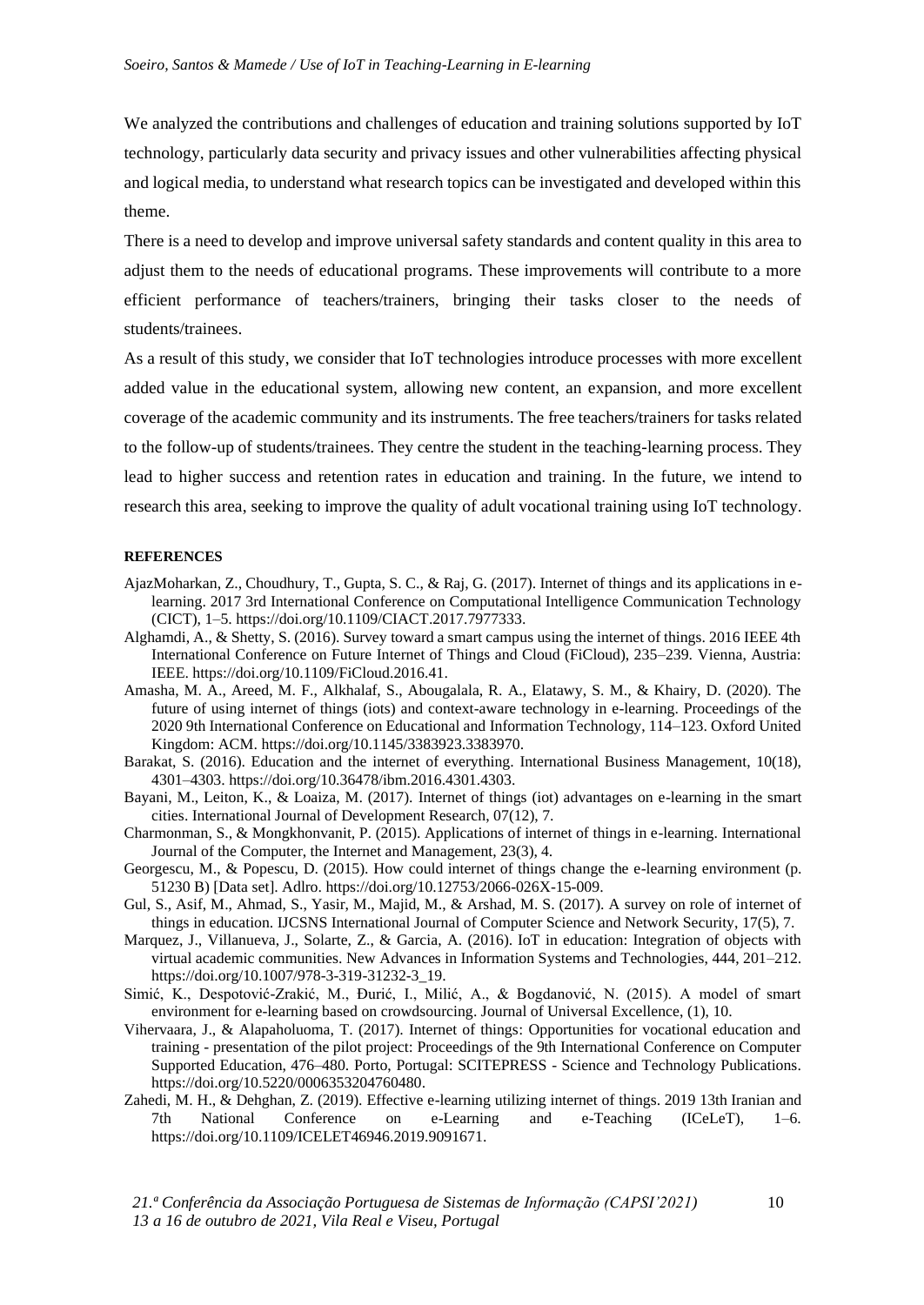We analyzed the contributions and challenges of education and training solutions supported by IoT technology, particularly data security and privacy issues and other vulnerabilities affecting physical and logical media, to understand what research topics can be investigated and developed within this theme.

There is a need to develop and improve universal safety standards and content quality in this area to adjust them to the needs of educational programs. These improvements will contribute to a more efficient performance of teachers/trainers, bringing their tasks closer to the needs of students/trainees.

As a result of this study, we consider that IoT technologies introduce processes with more excellent added value in the educational system, allowing new content, an expansion, and more excellent coverage of the academic community and its instruments. The free teachers/trainers for tasks related to the follow-up of students/trainees. They centre the student in the teaching-learning process. They lead to higher success and retention rates in education and training. In the future, we intend to research this area, seeking to improve the quality of adult vocational training using IoT technology.

**REFERENCES**

AjazMoharkan, Z., Choudhury, T., Gupta, S. C., & Raj, G. (2017). Internet of things and its applications in e-learning. 2017 3rd International Conference on Computational Intelligence Communication Technology (CICT), 1–5. https://doi.org/10.1109/CIACT.2017.7977333.

Alghamdi, A., & Shetty, S. (2016). Survey toward a smart campus using the internet of things. 2016 IEEE 4th International Conference on Future Internet of Things and Cloud (FiCloud), 235–239. Vienna, Austria: IEEE. https://doi.org/10.1109/FiCloud.2016.41.

Amasha, M. A., Areed, M. F., Alkhalaf, S., Abougalala, R. A., Elatawy, S. M., & Khairy, D. (2020). The future of using internet of things (iots) and context-aware technology in e-learning. Proceedings of the 2020 9th International Conference on Educational and Information Technology, 114–123. Oxford United Kingdom: ACM. https://doi.org/10.1145/3383923.3383970.

Barakat, S. (2016). Education and the internet of everything. International Business Management, 10(18), 4301–4303. https://doi.org/10.36478/ibm.2016.4301.4303.

Bayani, M., Leiton, K., & Loaiza, M. (2017). Internet of things (iot) advantages on e-learning in the smart cities. International Journal of Development Research, 07(12), 7.

Charmonman, S., & Mongkhonvanit, P. (2015). Applications of internet of things in e-learning. International Journal of the Computer, the Internet and Management, 23(3), 4.

Georgescu, M., & Popescu, D. (2015). How could internet of things change the e-learning environment (p. 51230 B) [Data set]. Adlro. https://doi.org/10.12753/2066-026X-15-009.

Gul, S., Asif, M., Ahmad, S., Yasir, M., Majid, M., & Arshad, M. S. (2017). A survey on role of internet of things in education. IJCSNS International Journal of Computer Science and Network Security, 17(5), 7.

Marquez, J., Villanueva, J., Solarte, Z., & Garcia, A. (2016). IoT in education: Integration of objects with virtual academic communities. New Advances in Information Systems and Technologies, 444, 201–212. https://doi.org/10.1007/978-3-319-31232-3_19.

Simić, K., Despotović-Zrakić, M., Đurić, I., Milić, A., & Bogdanović, N. (2015). A model of smart environment for e-learning based on crowdsourcing. Journal of Universal Excellence, (1), 10.

Vihervaara, J., & Alapaholuoma, T. (2017). Internet of things: Opportunities for vocational education and training - presentation of the pilot project: Proceedings of the 9th International Conference on Computer Supported Education, 476–480. Porto, Portugal: SCITEPRESS - Science and Technology Publications. https://doi.org/10.5220/0006353204760480.

Zahedi, M. H., & Dehghan, Z. (2019). Effective e-learning utilizing internet of things. 2019 13th Iranian and 7th National Conference on e-Learning and e-Teaching (ICeLeT), 1–6. https://doi.org/10.1109/ICELET46946.2019.9091671.